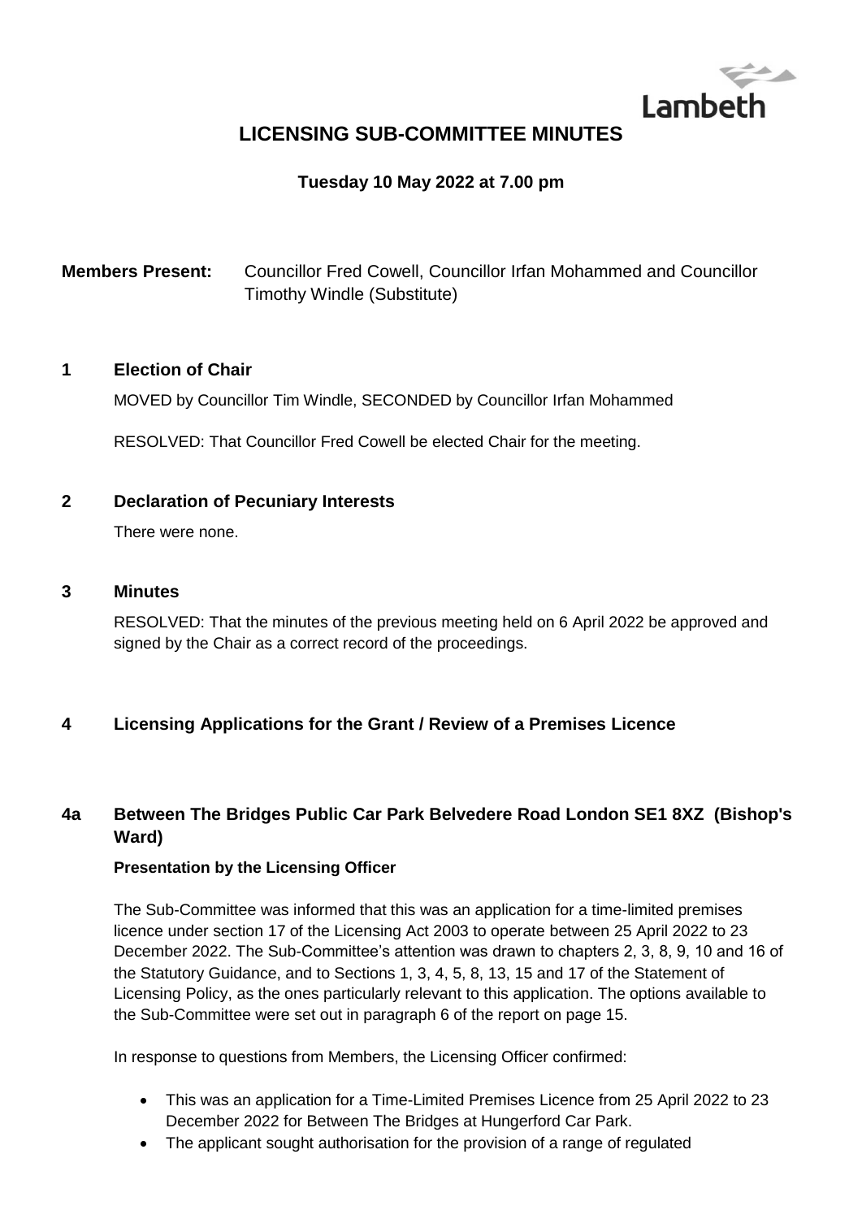Lambeth

# LICENSING SUB-COMMITTEE MINUTES

**Tuesday 10 May 2022 at 7.00 pm**

**Members Present:** Councillor Fred Cowell, Councillor Irfan Mohammed and Councillor Timothy Windle (Substitute)

## 1 Election of Chair

MOVED by Councillor Tim Windle, SECONDED by Councillor Irfan Mohammed

RESOLVED: That Councillor Fred Cowell be elected Chair for the meeting.

## 2 Declaration of Pecuniary Interests

There were none.

## 3 Minutes

RESOLVED: That the minutes of the previous meeting held on 6 April 2022 be approved and signed by the Chair as a correct record of the proceedings.

## 4 Licensing Applications for the Grant / Review of a Premises Licence

## 4a Between The Bridges Public Car Park Belvedere Road London SE1 8XZ (Bishop's Ward)

**Presentation by the Licensing Officer**

The Sub-Committee was informed that this was an application for a time-limited premises licence under section 17 of the Licensing Act 2003 to operate between 25 April 2022 to 23 December 2022. The Sub-Committee's attention was drawn to chapters 2, 3, 8, 9, 10 and 16 of the Statutory Guidance, and to Sections 1, 3, 4, 5, 8, 13, 15 and 17 of the Statement of Licensing Policy, as the ones particularly relevant to this application. The options available to the Sub-Committee were set out in paragraph 6 of the report on page 15.

In response to questions from Members, the Licensing Officer confirmed:

- This was an application for a Time-Limited Premises Licence from 25 April 2022 to 23 December 2022 for Between The Bridges at Hungerford Car Park.
- The applicant sought authorisation for the provision of a range of regulated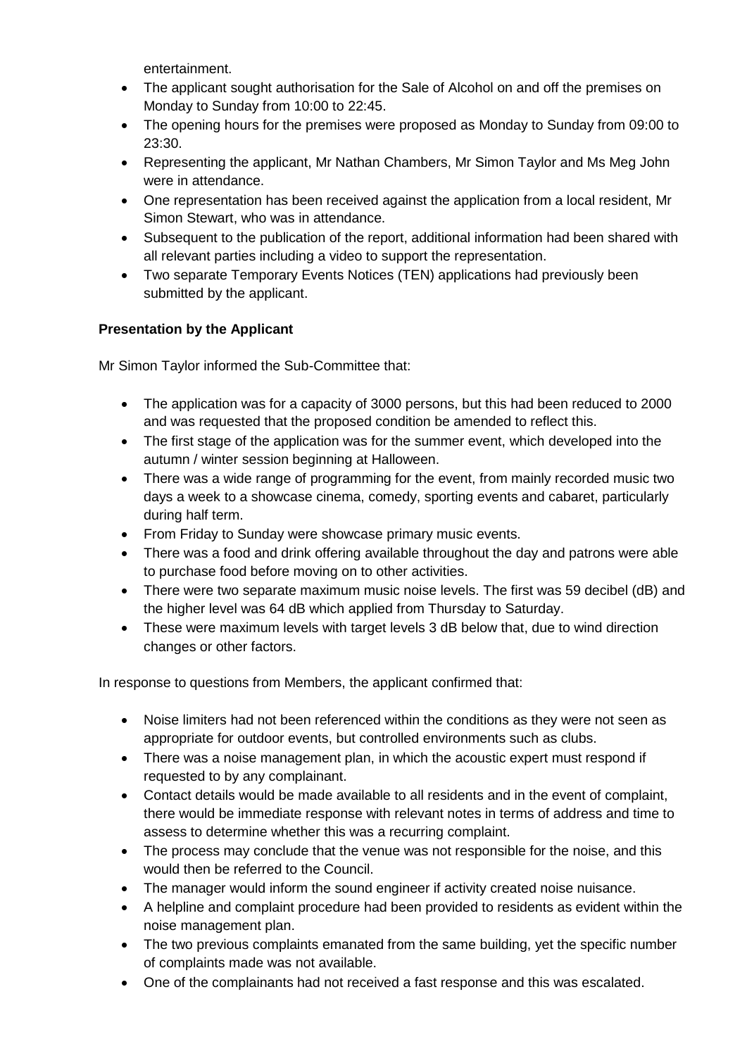entertainment.

- The applicant sought authorisation for the Sale of Alcohol on and off the premises on Monday to Sunday from 10:00 to 22:45.
- The opening hours for the premises were proposed as Monday to Sunday from 09:00 to 23:30.
- Representing the applicant, Mr Nathan Chambers, Mr Simon Taylor and Ms Meg John were in attendance.
- One representation has been received against the application from a local resident, Mr Simon Stewart, who was in attendance.
- Subsequent to the publication of the report, additional information had been shared with all relevant parties including a video to support the representation.
- Two separate Temporary Events Notices (TEN) applications had previously been submitted by the applicant.

**Presentation by the Applicant**

Mr Simon Taylor informed the Sub-Committee that:

- The application was for a capacity of 3000 persons, but this had been reduced to 2000 and was requested that the proposed condition be amended to reflect this.
- The first stage of the application was for the summer event, which developed into the autumn / winter session beginning at Halloween.
- There was a wide range of programming for the event, from mainly recorded music two days a week to a showcase cinema, comedy, sporting events and cabaret, particularly during half term.
- From Friday to Sunday were showcase primary music events.
- There was a food and drink offering available throughout the day and patrons were able to purchase food before moving on to other activities.
- There were two separate maximum music noise levels. The first was 59 decibel (dB) and the higher level was 64 dB which applied from Thursday to Saturday.
- These were maximum levels with target levels 3 dB below that, due to wind direction changes or other factors.

In response to questions from Members, the applicant confirmed that:

- Noise limiters had not been referenced within the conditions as they were not seen as appropriate for outdoor events, but controlled environments such as clubs.
- There was a noise management plan, in which the acoustic expert must respond if requested to by any complainant.
- Contact details would be made available to all residents and in the event of complaint, there would be immediate response with relevant notes in terms of address and time to assess to determine whether this was a recurring complaint.
- The process may conclude that the venue was not responsible for the noise, and this would then be referred to the Council.
- The manager would inform the sound engineer if activity created noise nuisance.
- A helpline and complaint procedure had been provided to residents as evident within the noise management plan.
- The two previous complaints emanated from the same building, yet the specific number of complaints made was not available.
- One of the complainants had not received a fast response and this was escalated.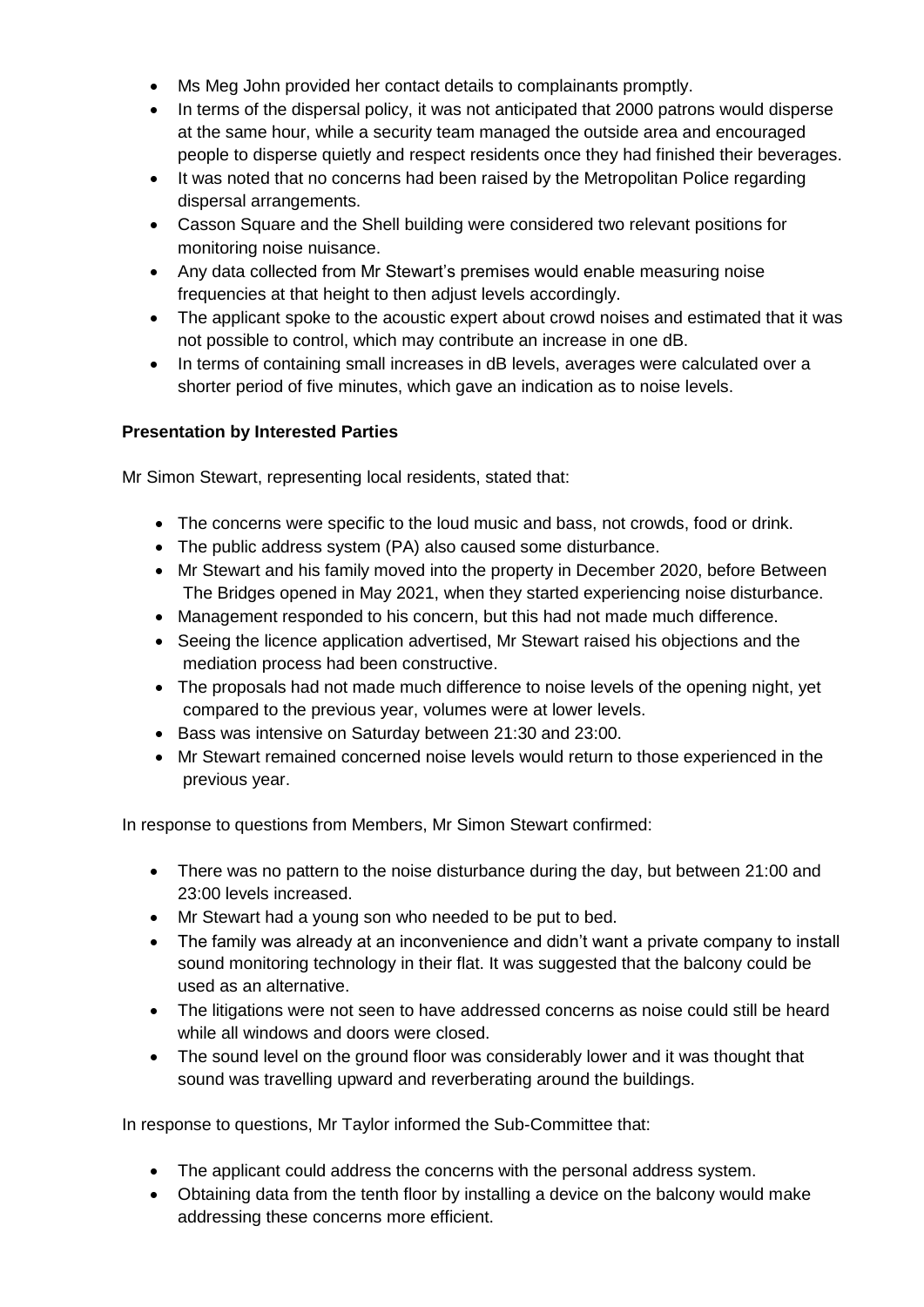- Ms Meg John provided her contact details to complainants promptly.
- In terms of the dispersal policy, it was not anticipated that 2000 patrons would disperse at the same hour, while a security team managed the outside area and encouraged people to disperse quietly and respect residents once they had finished their beverages.
- It was noted that no concerns had been raised by the Metropolitan Police regarding dispersal arrangements.
- Casson Square and the Shell building were considered two relevant positions for monitoring noise nuisance.
- Any data collected from Mr Stewart's premises would enable measuring noise frequencies at that height to then adjust levels accordingly.
- The applicant spoke to the acoustic expert about crowd noises and estimated that it was not possible to control, which may contribute an increase in one dB.
- In terms of containing small increases in dB levels, averages were calculated over a shorter period of five minutes, which gave an indication as to noise levels.

**Presentation by Interested Parties**

Mr Simon Stewart, representing local residents, stated that:

- The concerns were specific to the loud music and bass, not crowds, food or drink.
- The public address system (PA) also caused some disturbance.
- Mr Stewart and his family moved into the property in December 2020, before Between The Bridges opened in May 2021, when they started experiencing noise disturbance.
- Management responded to his concern, but this had not made much difference.
- Seeing the licence application advertised, Mr Stewart raised his objections and the mediation process had been constructive.
- The proposals had not made much difference to noise levels of the opening night, yet compared to the previous year, volumes were at lower levels.
- Bass was intensive on Saturday between 21:30 and 23:00.
- Mr Stewart remained concerned noise levels would return to those experienced in the previous year.

In response to questions from Members, Mr Simon Stewart confirmed:

- There was no pattern to the noise disturbance during the day, but between 21:00 and 23:00 levels increased.
- Mr Stewart had a young son who needed to be put to bed.
- The family was already at an inconvenience and didn't want a private company to install sound monitoring technology in their flat. It was suggested that the balcony could be used as an alternative.
- The litigations were not seen to have addressed concerns as noise could still be heard while all windows and doors were closed.
- The sound level on the ground floor was considerably lower and it was thought that sound was travelling upward and reverberating around the buildings.

In response to questions, Mr Taylor informed the Sub-Committee that:

- The applicant could address the concerns with the personal address system.
- Obtaining data from the tenth floor by installing a device on the balcony would make addressing these concerns more efficient.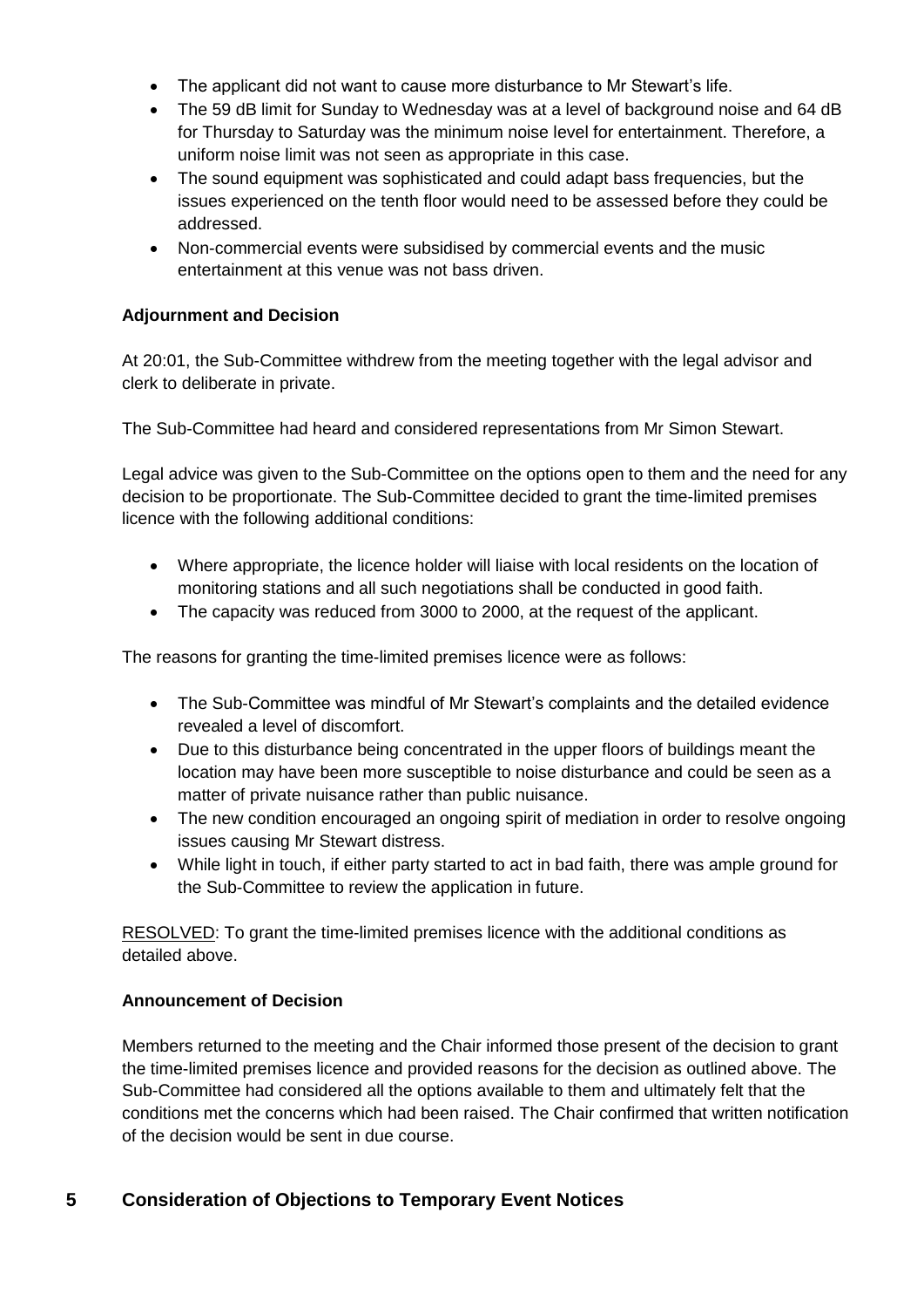- The applicant did not want to cause more disturbance to Mr Stewart's life.
- The 59 dB limit for Sunday to Wednesday was at a level of background noise and 64 dB for Thursday to Saturday was the minimum noise level for entertainment. Therefore, a uniform noise limit was not seen as appropriate in this case.
- The sound equipment was sophisticated and could adapt bass frequencies, but the issues experienced on the tenth floor would need to be assessed before they could be addressed.
- Non-commercial events were subsidised by commercial events and the music entertainment at this venue was not bass driven.

**Adjournment and Decision**

At 20:01, the Sub-Committee withdrew from the meeting together with the legal advisor and clerk to deliberate in private.

The Sub-Committee had heard and considered representations from Mr Simon Stewart.

Legal advice was given to the Sub-Committee on the options open to them and the need for any decision to be proportionate. The Sub-Committee decided to grant the time-limited premises licence with the following additional conditions:

- Where appropriate, the licence holder will liaise with local residents on the location of monitoring stations and all such negotiations shall be conducted in good faith.
- The capacity was reduced from 3000 to 2000, at the request of the applicant.

The reasons for granting the time-limited premises licence were as follows:

- The Sub-Committee was mindful of Mr Stewart's complaints and the detailed evidence revealed a level of discomfort.
- Due to this disturbance being concentrated in the upper floors of buildings meant the location may have been more susceptible to noise disturbance and could be seen as a matter of private nuisance rather than public nuisance.
- The new condition encouraged an ongoing spirit of mediation in order to resolve ongoing issues causing Mr Stewart distress.
- While light in touch, if either party started to act in bad faith, there was ample ground for the Sub-Committee to review the application in future.

<u>RESOLVED</u>: To grant the time-limited premises licence with the additional conditions as detailed above.

**Announcement of Decision**

Members returned to the meeting and the Chair informed those present of the decision to grant the time-limited premises licence and provided reasons for the decision as outlined above. The Sub-Committee had considered all the options available to them and ultimately felt that the conditions met the concerns which had been raised. The Chair confirmed that written notification of the decision would be sent in due course.

## 5 Consideration of Objections to Temporary Event Notices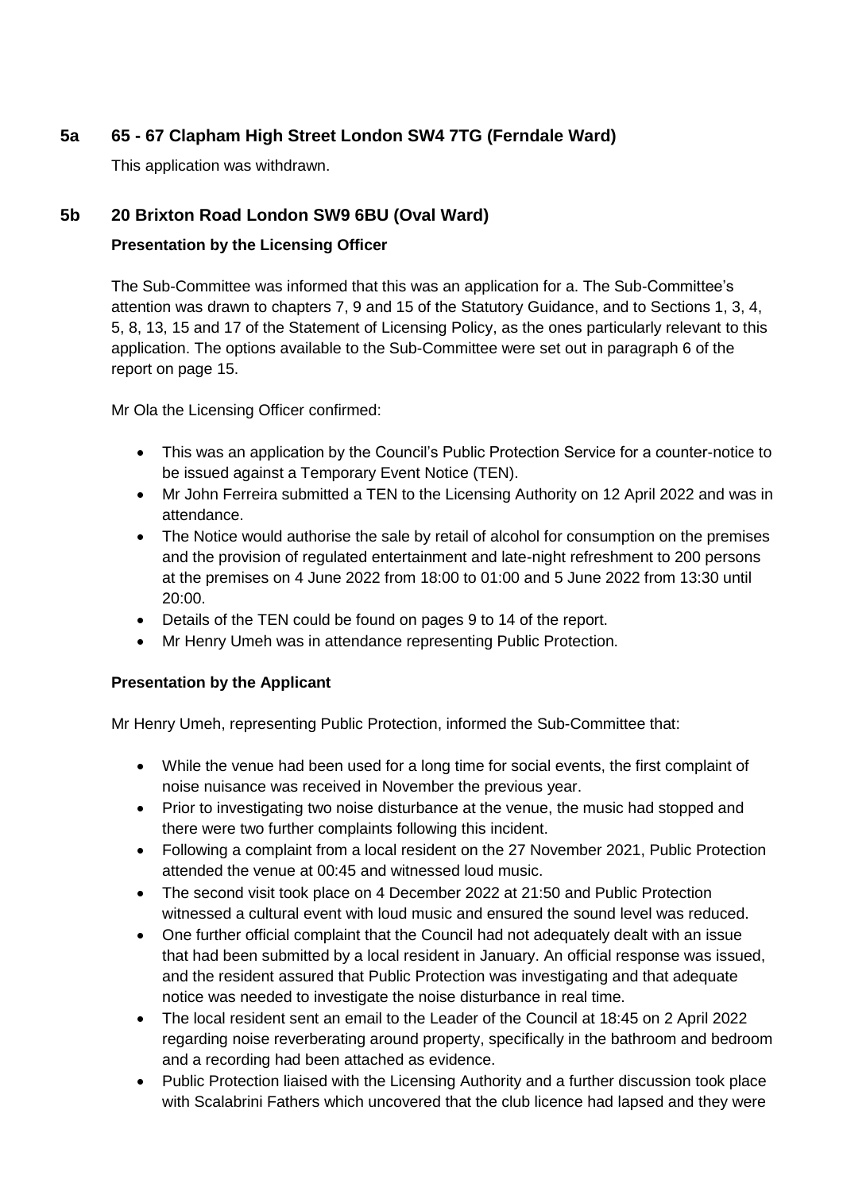## 5a 65 - 67 Clapham High Street London SW4 7TG (Ferndale Ward)

This application was withdrawn.

## 5b 20 Brixton Road London SW9 6BU (Oval Ward)

### Presentation by the Licensing Officer

The Sub-Committee was informed that this was an application for a. The Sub-Committee's attention was drawn to chapters 7, 9 and 15 of the Statutory Guidance, and to Sections 1, 3, 4, 5, 8, 13, 15 and 17 of the Statement of Licensing Policy, as the ones particularly relevant to this application. The options available to the Sub-Committee were set out in paragraph 6 of the report on page 15.

Mr Ola the Licensing Officer confirmed:

- This was an application by the Council's Public Protection Service for a counter-notice to be issued against a Temporary Event Notice (TEN).
- Mr John Ferreira submitted a TEN to the Licensing Authority on 12 April 2022 and was in attendance.
- The Notice would authorise the sale by retail of alcohol for consumption on the premises and the provision of regulated entertainment and late-night refreshment to 200 persons at the premises on 4 June 2022 from 18:00 to 01:00 and 5 June 2022 from 13:30 until 20:00.
- Details of the TEN could be found on pages 9 to 14 of the report.
- Mr Henry Umeh was in attendance representing Public Protection.

### Presentation by the Applicant

Mr Henry Umeh, representing Public Protection, informed the Sub-Committee that:

- While the venue had been used for a long time for social events, the first complaint of noise nuisance was received in November the previous year.
- Prior to investigating two noise disturbance at the venue, the music had stopped and there were two further complaints following this incident.
- Following a complaint from a local resident on the 27 November 2021, Public Protection attended the venue at 00:45 and witnessed loud music.
- The second visit took place on 4 December 2022 at 21:50 and Public Protection witnessed a cultural event with loud music and ensured the sound level was reduced.
- One further official complaint that the Council had not adequately dealt with an issue that had been submitted by a local resident in January. An official response was issued, and the resident assured that Public Protection was investigating and that adequate notice was needed to investigate the noise disturbance in real time.
- The local resident sent an email to the Leader of the Council at 18:45 on 2 April 2022 regarding noise reverberating around property, specifically in the bathroom and bedroom and a recording had been attached as evidence.
- Public Protection liaised with the Licensing Authority and a further discussion took place with Scalabrini Fathers which uncovered that the club licence had lapsed and they were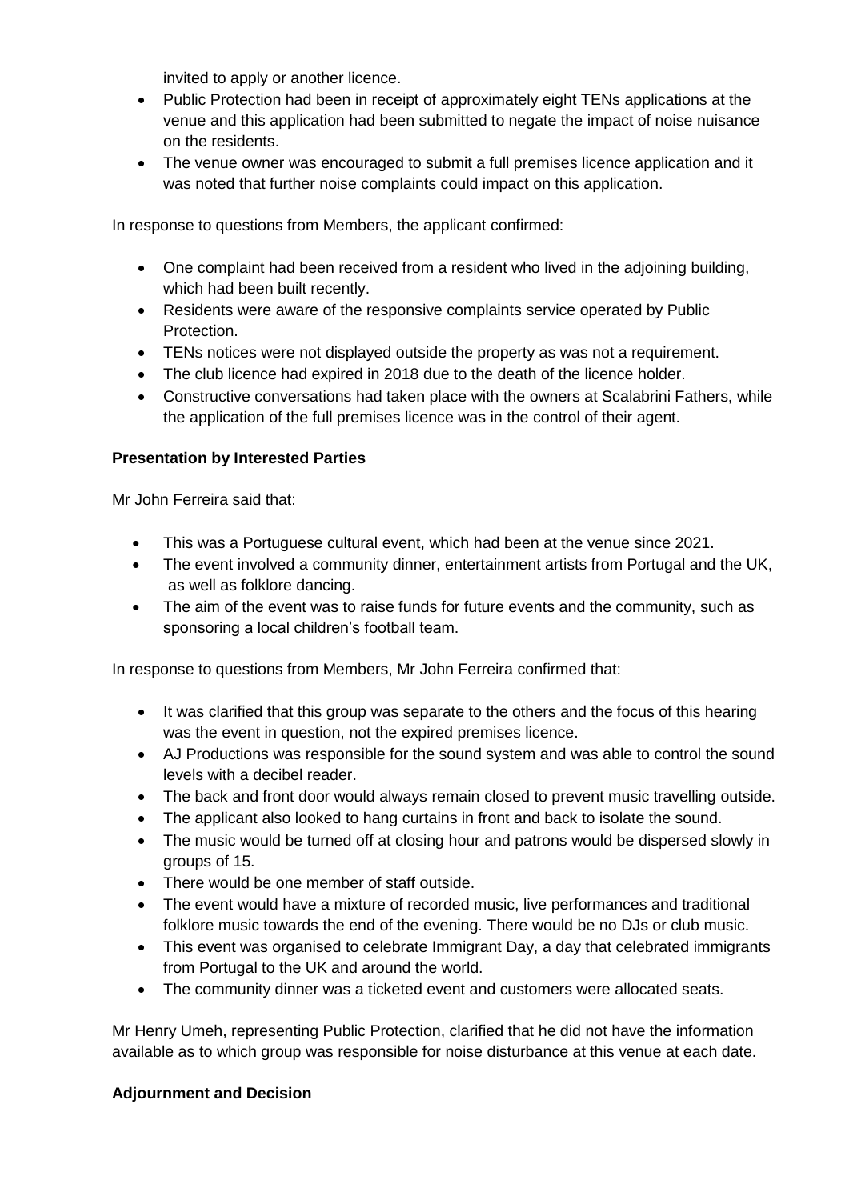invited to apply or another licence.

- Public Protection had been in receipt of approximately eight TENs applications at the venue and this application had been submitted to negate the impact of noise nuisance on the residents.
- The venue owner was encouraged to submit a full premises licence application and it was noted that further noise complaints could impact on this application.

In response to questions from Members, the applicant confirmed:

- One complaint had been received from a resident who lived in the adjoining building, which had been built recently.
- Residents were aware of the responsive complaints service operated by Public Protection.
- TENs notices were not displayed outside the property as was not a requirement.
- The club licence had expired in 2018 due to the death of the licence holder.
- Constructive conversations had taken place with the owners at Scalabrini Fathers, while the application of the full premises licence was in the control of their agent.

**Presentation by Interested Parties**

Mr John Ferreira said that:

- This was a Portuguese cultural event, which had been at the venue since 2021.
- The event involved a community dinner, entertainment artists from Portugal and the UK, as well as folklore dancing.
- The aim of the event was to raise funds for future events and the community, such as sponsoring a local children's football team.

In response to questions from Members, Mr John Ferreira confirmed that:

- It was clarified that this group was separate to the others and the focus of this hearing was the event in question, not the expired premises licence.
- AJ Productions was responsible for the sound system and was able to control the sound levels with a decibel reader.
- The back and front door would always remain closed to prevent music travelling outside.
- The applicant also looked to hang curtains in front and back to isolate the sound.
- The music would be turned off at closing hour and patrons would be dispersed slowly in groups of 15.
- There would be one member of staff outside.
- The event would have a mixture of recorded music, live performances and traditional folklore music towards the end of the evening. There would be no DJs or club music.
- This event was organised to celebrate Immigrant Day, a day that celebrated immigrants from Portugal to the UK and around the world.
- The community dinner was a ticketed event and customers were allocated seats.

Mr Henry Umeh, representing Public Protection, clarified that he did not have the information available as to which group was responsible for noise disturbance at this venue at each date.

**Adjournment and Decision**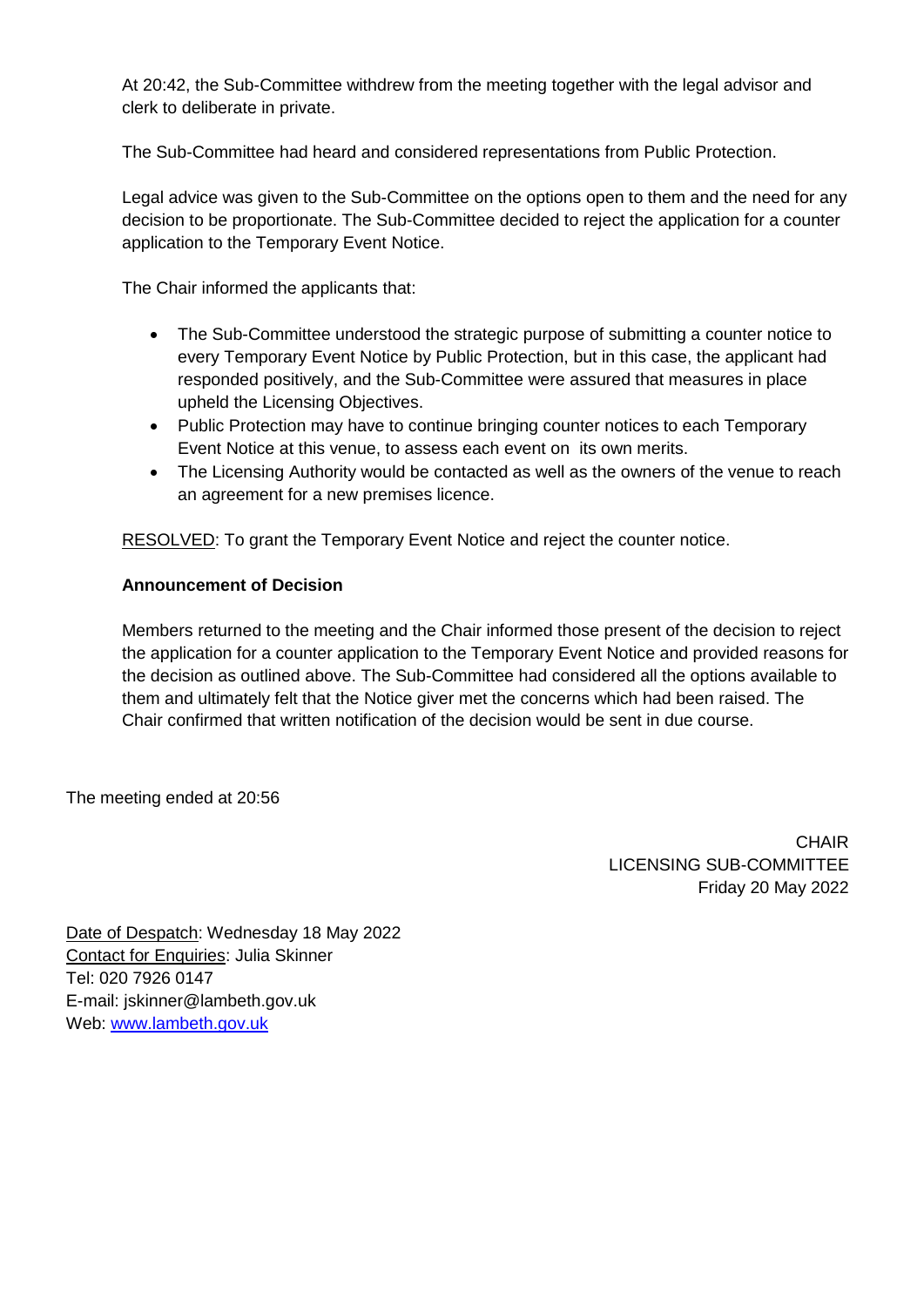At 20:42, the Sub-Committee withdrew from the meeting together with the legal advisor and clerk to deliberate in private.

The Sub-Committee had heard and considered representations from Public Protection.

Legal advice was given to the Sub-Committee on the options open to them and the need for any decision to be proportionate. The Sub-Committee decided to reject the application for a counter application to the Temporary Event Notice.

The Chair informed the applicants that:

- The Sub-Committee understood the strategic purpose of submitting a counter notice to every Temporary Event Notice by Public Protection, but in this case, the applicant had responded positively, and the Sub-Committee were assured that measures in place upheld the Licensing Objectives.
- Public Protection may have to continue bringing counter notices to each Temporary Event Notice at this venue, to assess each event on its own merits.
- The Licensing Authority would be contacted as well as the owners of the venue to reach an agreement for a new premises licence.

<u>RESOLVED</u>: To grant the Temporary Event Notice and reject the counter notice.

**Announcement of Decision**

Members returned to the meeting and the Chair informed those present of the decision to reject the application for a counter application to the Temporary Event Notice and provided reasons for the decision as outlined above. The Sub-Committee had considered all the options available to them and ultimately felt that the Notice giver met the concerns which had been raised. The Chair confirmed that written notification of the decision would be sent in due course.

The meeting ended at 20:56

CHAIR
LICENSING SUB-COMMITTEE
Friday 20 May 2022

<u>Date of Despatch</u>: Wednesday 18 May 2022
<u>Contact for Enquiries</u>: Julia Skinner
Tel: 020 7926 0147
E-mail: jskinner@lambeth.gov.uk
Web: [www.lambeth.gov.uk](http://www.lambeth.gov.uk)